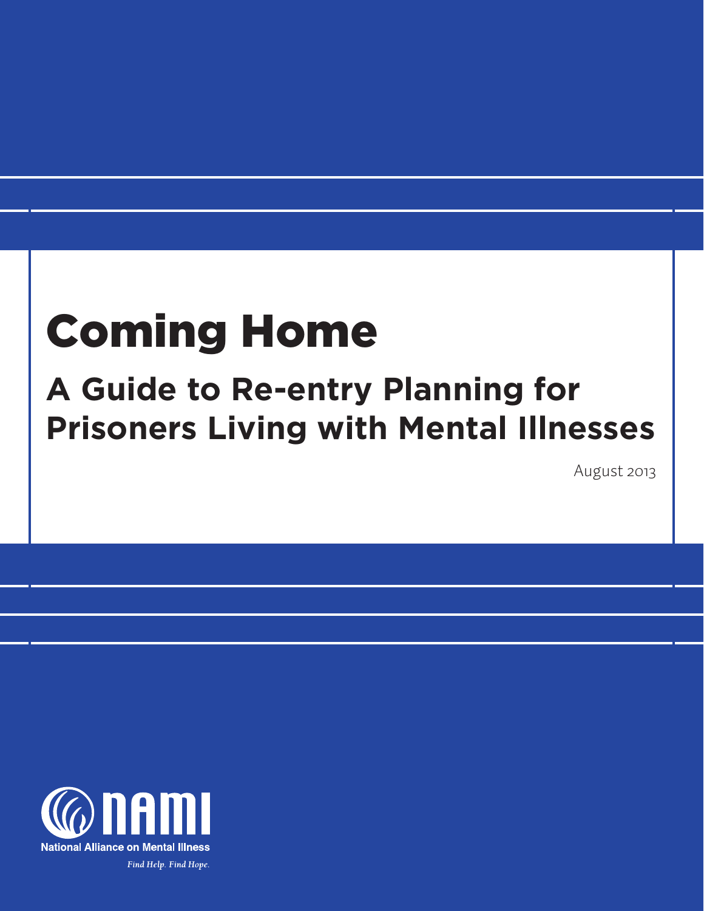# Coming Home

## A Guide to Re-entry Planning for Prisoners Living with Mental Illnesses

August 2013

NAMI

National Alliance on Mental Illness

*Find Help. Find Hope.*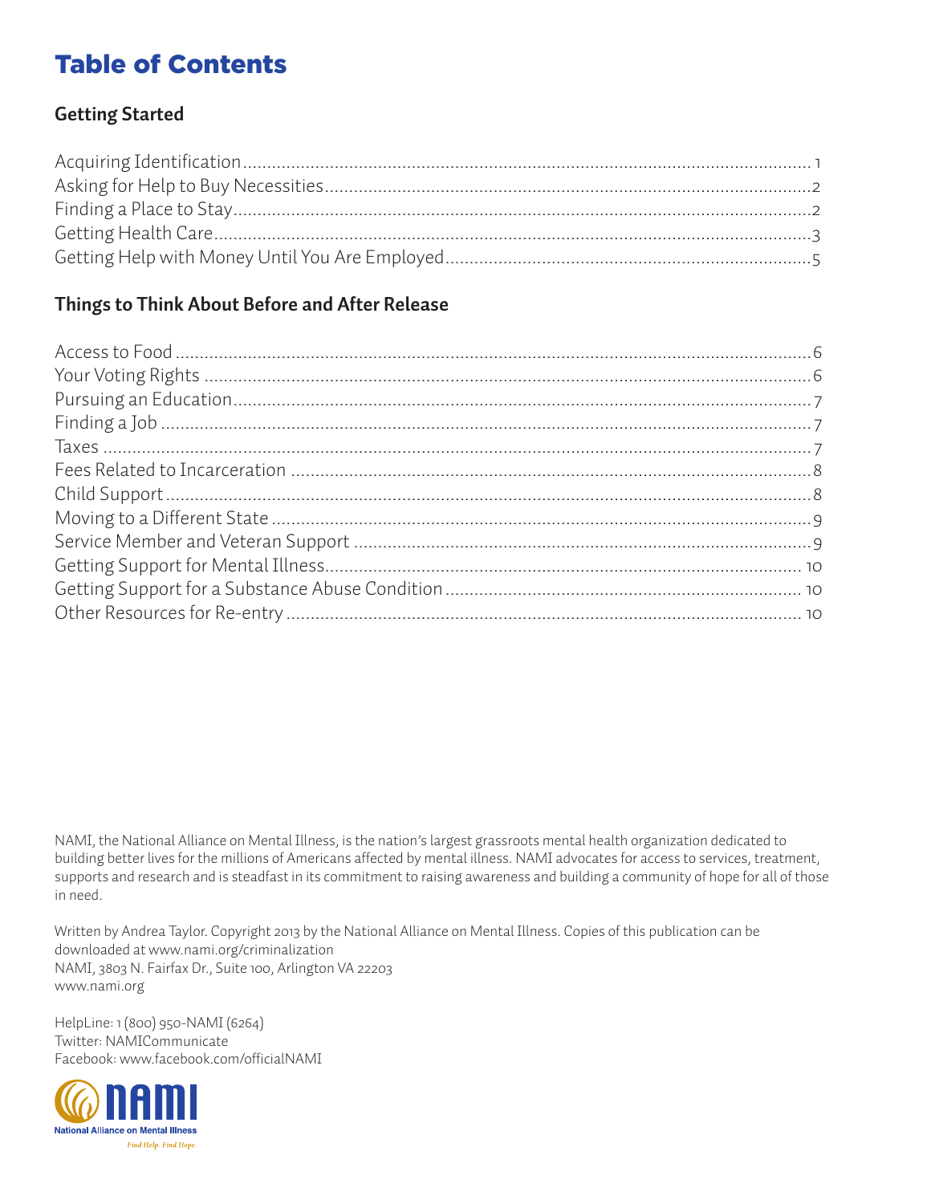# Table of Contents

## Getting Started

Acquiring Identification ..... 1
Asking for Help to Buy Necessities ..... 2
Finding a Place to Stay ..... 2
Getting Health Care ..... 3
Getting Help with Money Until You Are Employed ..... 5

## Things to Think About Before and After Release

Access to Food ..... 6
Your Voting Rights ..... 6
Pursuing an Education ..... 7
Finding a Job ..... 7
Taxes ..... 7
Fees Related to Incarceration ..... 8
Child Support ..... 8
Moving to a Different State ..... 9
Service Member and Veteran Support ..... 9
Getting Support for Mental Illness ..... 10
Getting Support for a Substance Abuse Condition ..... 10
Other Resources for Re-entry ..... 10

NAMI, the National Alliance on Mental Illness, is the nation's largest grassroots mental health organization dedicated to building better lives for the millions of Americans affected by mental illness. NAMI advocates for access to services, treatment, supports and research and is steadfast in its commitment to raising awareness and building a community of hope for all of those in need.

Written by Andrea Taylor. Copyright 2013 by the National Alliance on Mental Illness. Copies of this publication can be downloaded at www.nami.org/criminalization
NAMI, 3803 N. Fairfax Dr., Suite 100, Arlington VA 22203
www.nami.org

HelpLine: 1 (800) 950-NAMI (6264)
Twitter: NAMICommunicate
Facebook: www.facebook.com/officialNAMI

NAMI
National Alliance on Mental Illness
*Find Help. Find Hope.*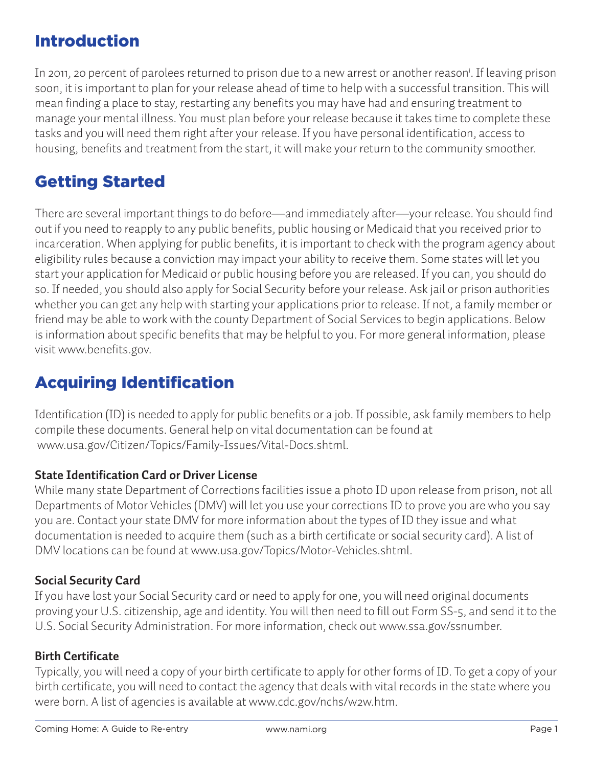## Introduction

In 2011, 20 percent of parolees returned to prison due to a new arrest or another reason[i]. If leaving prison soon, it is important to plan for your release ahead of time to help with a successful transition. This will mean finding a place to stay, restarting any benefits you may have had and ensuring treatment to manage your mental illness. You must plan before your release because it takes time to complete these tasks and you will need them right after your release. If you have personal identification, access to housing, benefits and treatment from the start, it will make your return to the community smoother.

## Getting Started

There are several important things to do before—and immediately after—your release. You should find out if you need to reapply to any public benefits, public housing or Medicaid that you received prior to incarceration. When applying for public benefits, it is important to check with the program agency about eligibility rules because a conviction may impact your ability to receive them. Some states will let you start your application for Medicaid or public housing before you are released. If you can, you should do so. If needed, you should also apply for Social Security before your release. Ask jail or prison authorities whether you can get any help with starting your applications prior to release. If not, a family member or friend may be able to work with the county Department of Social Services to begin applications. Below is information about specific benefits that may be helpful to you. For more general information, please visit www.benefits.gov.

## Acquiring Identification

Identification (ID) is needed to apply for public benefits or a job. If possible, ask family members to help compile these documents. General help on vital documentation can be found at www.usa.gov/Citizen/Topics/Family-Issues/Vital-Docs.shtml.

### State Identification Card or Driver License

While many state Department of Corrections facilities issue a photo ID upon release from prison, not all Departments of Motor Vehicles (DMV) will let you use your corrections ID to prove you are who you say you are. Contact your state DMV for more information about the types of ID they issue and what documentation is needed to acquire them (such as a birth certificate or social security card). A list of DMV locations can be found at www.usa.gov/Topics/Motor-Vehicles.shtml.

### Social Security Card

If you have lost your Social Security card or need to apply for one, you will need original documents proving your U.S. citizenship, age and identity. You will then need to fill out Form SS-5, and send it to the U.S. Social Security Administration. For more information, check out www.ssa.gov/ssnumber.

### Birth Certificate

Typically, you will need a copy of your birth certificate to apply for other forms of ID. To get a copy of your birth certificate, you will need to contact the agency that deals with vital records in the state where you were born. A list of agencies is available at www.cdc.gov/nchs/w2w.htm.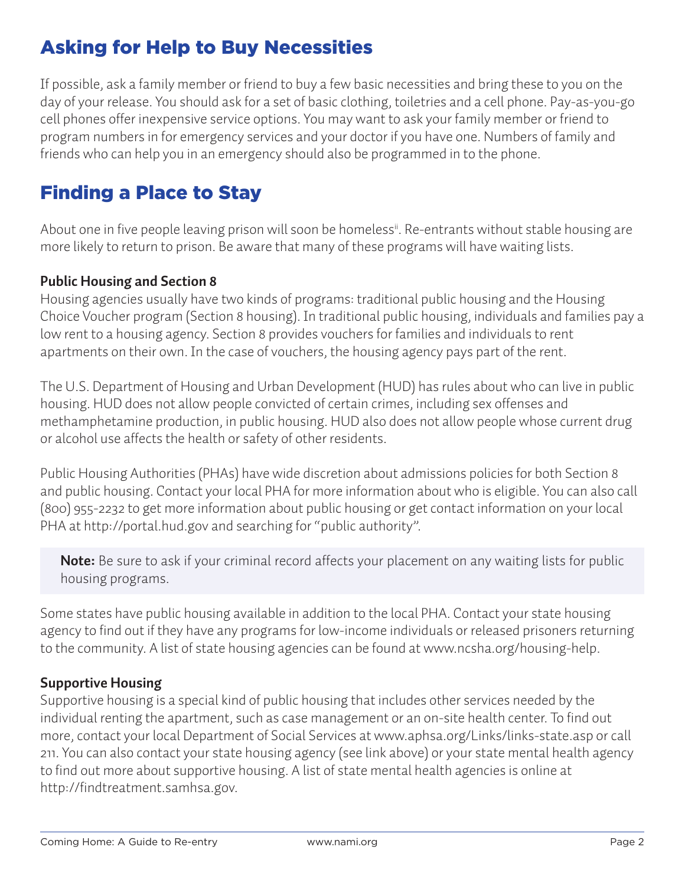## Asking for Help to Buy Necessities

If possible, ask a family member or friend to buy a few basic necessities and bring these to you on the day of your release. You should ask for a set of basic clothing, toiletries and a cell phone. Pay-as-you-go cell phones offer inexpensive service options. You may want to ask your family member or friend to program numbers in for emergency services and your doctor if you have one. Numbers of family and friends who can help you in an emergency should also be programmed in to the phone.

## Finding a Place to Stay

About one in five people leaving prison will soon be homeless[ii]. Re-entrants without stable housing are more likely to return to prison. Be aware that many of these programs will have waiting lists.

**Public Housing and Section 8**

Housing agencies usually have two kinds of programs: traditional public housing and the Housing Choice Voucher program (Section 8 housing). In traditional public housing, individuals and families pay a low rent to a housing agency. Section 8 provides vouchers for families and individuals to rent apartments on their own. In the case of vouchers, the housing agency pays part of the rent.

The U.S. Department of Housing and Urban Development (HUD) has rules about who can live in public housing. HUD does not allow people convicted of certain crimes, including sex offenses and methamphetamine production, in public housing. HUD also does not allow people whose current drug or alcohol use affects the health or safety of other residents.

Public Housing Authorities (PHAs) have wide discretion about admissions policies for both Section 8 and public housing. Contact your local PHA for more information about who is eligible. You can also call (800) 955-2232 to get more information about public housing or get contact information on your local PHA at http://portal.hud.gov and searching for "public authority".

**Note:** Be sure to ask if your criminal record affects your placement on any waiting lists for public housing programs.

Some states have public housing available in addition to the local PHA. Contact your state housing agency to find out if they have any programs for low-income individuals or released prisoners returning to the community. A list of state housing agencies can be found at www.ncsha.org/housing-help.

**Supportive Housing**

Supportive housing is a special kind of public housing that includes other services needed by the individual renting the apartment, such as case management or an on-site health center. To find out more, contact your local Department of Social Services at www.aphsa.org/Links/links-state.asp or call 211. You can also contact your state housing agency (see link above) or your state mental health agency to find out more about supportive housing. A list of state mental health agencies is online at http://findtreatment.samhsa.gov.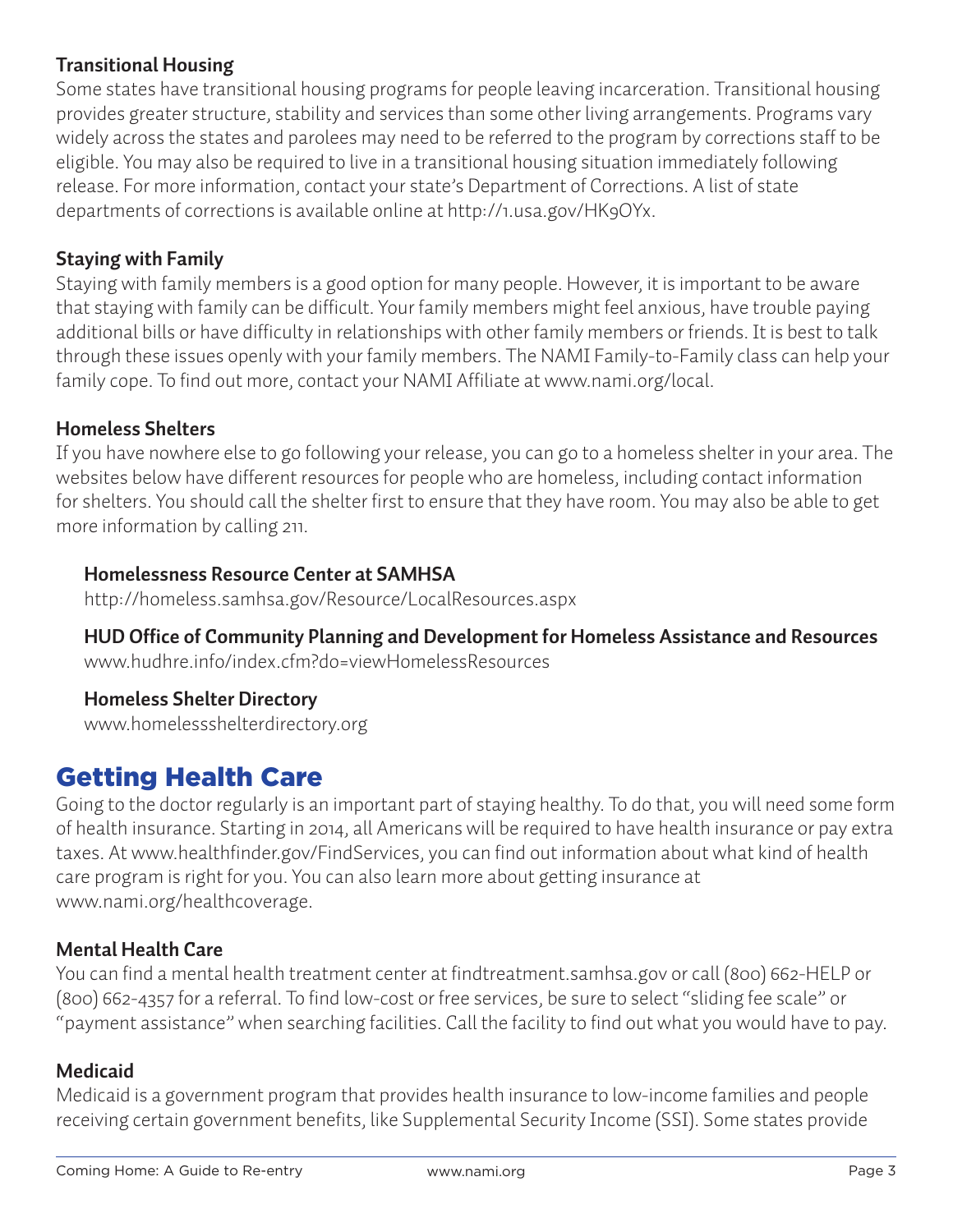### Transitional Housing

Some states have transitional housing programs for people leaving incarceration. Transitional housing provides greater structure, stability and services than some other living arrangements. Programs vary widely across the states and parolees may need to be referred to the program by corrections staff to be eligible. You may also be required to live in a transitional housing situation immediately following release. For more information, contact your state's Department of Corrections. A list of state departments of corrections is available online at http://1.usa.gov/HK9OYx.

### Staying with Family

Staying with family members is a good option for many people. However, it is important to be aware that staying with family can be difficult. Your family members might feel anxious, have trouble paying additional bills or have difficulty in relationships with other family members or friends. It is best to talk through these issues openly with your family members. The NAMI Family-to-Family class can help your family cope. To find out more, contact your NAMI Affiliate at www.nami.org/local.

### Homeless Shelters

If you have nowhere else to go following your release, you can go to a homeless shelter in your area. The websites below have different resources for people who are homeless, including contact information for shelters. You should call the shelter first to ensure that they have room. You may also be able to get more information by calling 211.

**Homelessness Resource Center at SAMHSA**
http://homeless.samhsa.gov/Resource/LocalResources.aspx

**HUD Office of Community Planning and Development for Homeless Assistance and Resources**
www.hudhre.info/index.cfm?do=viewHomelessResources

**Homeless Shelter Directory**
www.homelessshelterdirectory.org

## Getting Health Care

Going to the doctor regularly is an important part of staying healthy. To do that, you will need some form of health insurance. Starting in 2014, all Americans will be required to have health insurance or pay extra taxes. At www.healthfinder.gov/FindServices, you can find out information about what kind of health care program is right for you. You can also learn more about getting insurance at www.nami.org/healthcoverage.

### Mental Health Care

You can find a mental health treatment center at findtreatment.samhsa.gov or call (800) 662-HELP or (800) 662-4357 for a referral. To find low-cost or free services, be sure to select "sliding fee scale" or "payment assistance" when searching facilities. Call the facility to find out what you would have to pay.

### Medicaid

Medicaid is a government program that provides health insurance to low-income families and people receiving certain government benefits, like Supplemental Security Income (SSI). Some states provide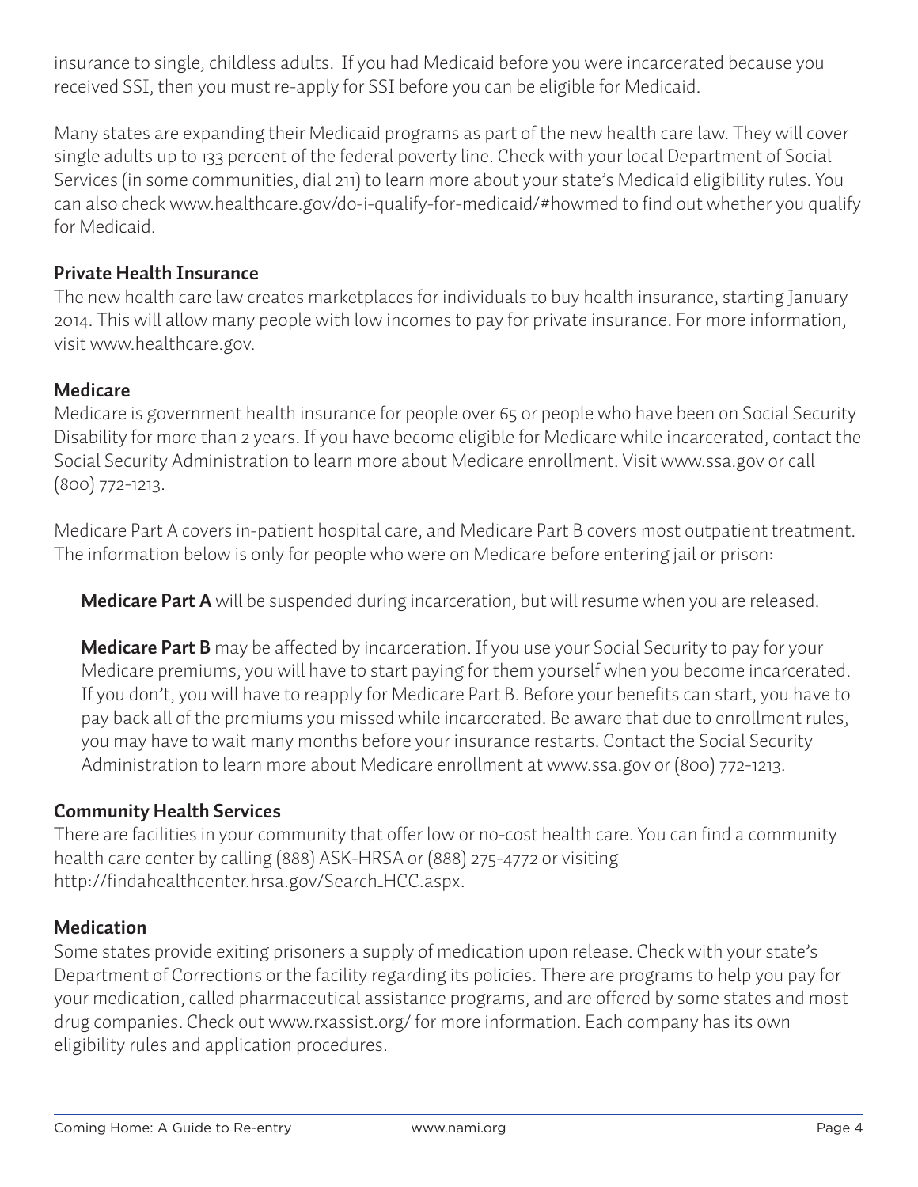insurance to single, childless adults. If you had Medicaid before you were incarcerated because you received SSI, then you must re-apply for SSI before you can be eligible for Medicaid.

Many states are expanding their Medicaid programs as part of the new health care law. They will cover single adults up to 133 percent of the federal poverty line. Check with your local Department of Social Services (in some communities, dial 211) to learn more about your state's Medicaid eligibility rules. You can also check www.healthcare.gov/do-i-qualify-for-medicaid/#howmed to find out whether you qualify for Medicaid.

### Private Health Insurance

The new health care law creates marketplaces for individuals to buy health insurance, starting January 2014. This will allow many people with low incomes to pay for private insurance. For more information, visit www.healthcare.gov.

### Medicare

Medicare is government health insurance for people over 65 or people who have been on Social Security Disability for more than 2 years. If you have become eligible for Medicare while incarcerated, contact the Social Security Administration to learn more about Medicare enrollment. Visit www.ssa.gov or call (800) 772-1213.

Medicare Part A covers in-patient hospital care, and Medicare Part B covers most outpatient treatment. The information below is only for people who were on Medicare before entering jail or prison:

**Medicare Part A** will be suspended during incarceration, but will resume when you are released.

**Medicare Part B** may be affected by incarceration. If you use your Social Security to pay for your Medicare premiums, you will have to start paying for them yourself when you become incarcerated. If you don't, you will have to reapply for Medicare Part B. Before your benefits can start, you have to pay back all of the premiums you missed while incarcerated. Be aware that due to enrollment rules, you may have to wait many months before your insurance restarts. Contact the Social Security Administration to learn more about Medicare enrollment at www.ssa.gov or (800) 772-1213.

### Community Health Services

There are facilities in your community that offer low or no-cost health care. You can find a community health care center by calling (888) ASK-HRSA or (888) 275-4772 or visiting http://findahealthcenter.hrsa.gov/Search_HCC.aspx.

### Medication

Some states provide exiting prisoners a supply of medication upon release. Check with your state's Department of Corrections or the facility regarding its policies. There are programs to help you pay for your medication, called pharmaceutical assistance programs, and are offered by some states and most drug companies. Check out www.rxassist.org/ for more information. Each company has its own eligibility rules and application procedures.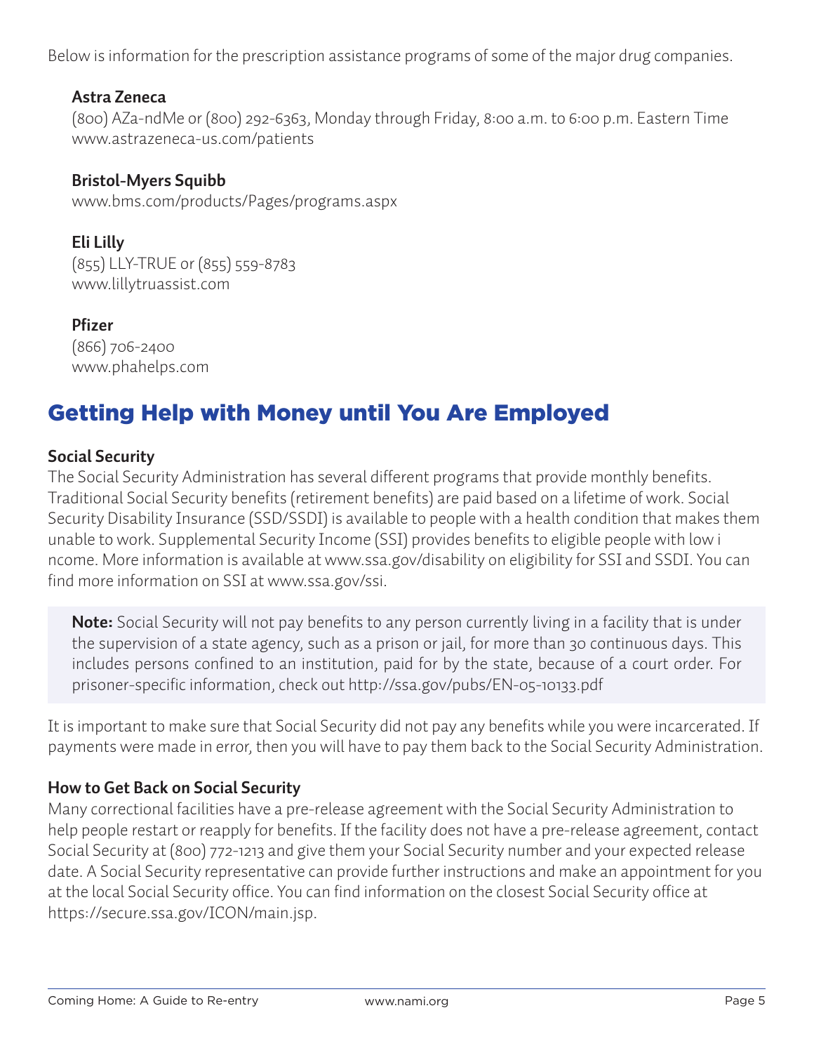Below is information for the prescription assistance programs of some of the major drug companies.

**Astra Zeneca**
(800) AZa-ndMe or (800) 292-6363, Monday through Friday, 8:00 a.m. to 6:00 p.m. Eastern Time
www.astrazeneca-us.com/patients

**Bristol-Myers Squibb**
www.bms.com/products/Pages/programs.aspx

**Eli Lilly**
(855) LLY-TRUE or (855) 559-8783
www.lillytruassist.com

**Pfizer**
(866) 706-2400
www.phahelps.com

## Getting Help with Money until You Are Employed

### Social Security

The Social Security Administration has several different programs that provide monthly benefits. Traditional Social Security benefits (retirement benefits) are paid based on a lifetime of work. Social Security Disability Insurance (SSD/SSDI) is available to people with a health condition that makes them unable to work. Supplemental Security Income (SSI) provides benefits to eligible people with low i ncome. More information is available at www.ssa.gov/disability on eligibility for SSI and SSDI. You can find more information on SSI at www.ssa.gov/ssi.

> **Note:** Social Security will not pay benefits to any person currently living in a facility that is under the supervision of a state agency, such as a prison or jail, for more than 30 continuous days. This includes persons confined to an institution, paid for by the state, because of a court order. For prisoner-specific information, check out http://ssa.gov/pubs/EN-05-10133.pdf

It is important to make sure that Social Security did not pay any benefits while you were incarcerated. If payments were made in error, then you will have to pay them back to the Social Security Administration.

### How to Get Back on Social Security

Many correctional facilities have a pre-release agreement with the Social Security Administration to help people restart or reapply for benefits. If the facility does not have a pre-release agreement, contact Social Security at (800) 772-1213 and give them your Social Security number and your expected release date. A Social Security representative can provide further instructions and make an appointment for you at the local Social Security office. You can find information on the closest Social Security office at https://secure.ssa.gov/ICON/main.jsp.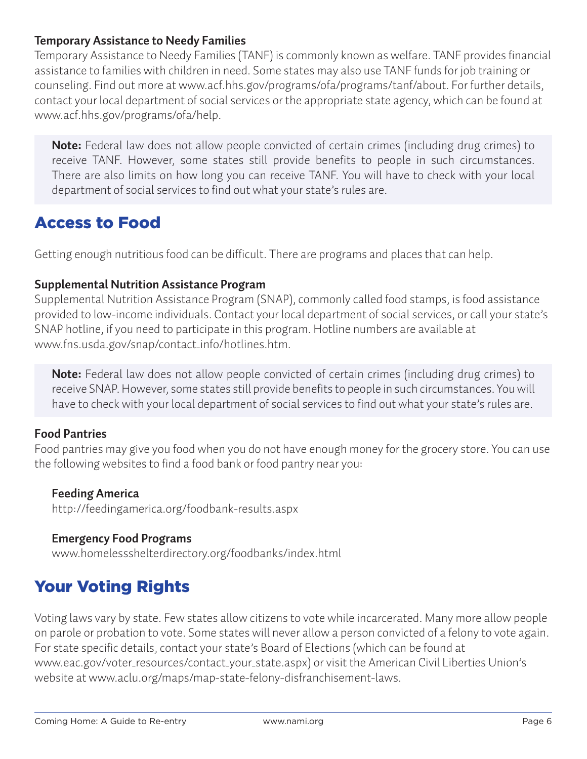### Temporary Assistance to Needy Families

Temporary Assistance to Needy Families (TANF) is commonly known as welfare. TANF provides financial assistance to families with children in need. Some states may also use TANF funds for job training or counseling. Find out more at www.acf.hhs.gov/programs/ofa/programs/tanf/about. For further details, contact your local department of social services or the appropriate state agency, which can be found at www.acf.hhs.gov/programs/ofa/help.

> **Note:** Federal law does not allow people convicted of certain crimes (including drug crimes) to receive TANF. However, some states still provide benefits to people in such circumstances. There are also limits on how long you can receive TANF. You will have to check with your local department of social services to find out what your state's rules are.

## Access to Food

Getting enough nutritious food can be difficult. There are programs and places that can help.

### Supplemental Nutrition Assistance Program

Supplemental Nutrition Assistance Program (SNAP), commonly called food stamps, is food assistance provided to low-income individuals. Contact your local department of social services, or call your state's SNAP hotline, if you need to participate in this program. Hotline numbers are available at www.fns.usda.gov/snap/contact_info/hotlines.htm.

> **Note:** Federal law does not allow people convicted of certain crimes (including drug crimes) to receive SNAP. However, some states still provide benefits to people in such circumstances. You will have to check with your local department of social services to find out what your state's rules are.

### Food Pantries

Food pantries may give you food when you do not have enough money for the grocery store. You can use the following websites to find a food bank or food pantry near you:

**Feeding America**
http://feedingamerica.org/foodbank-results.aspx

**Emergency Food Programs**
www.homelessshelterdirectory.org/foodbanks/index.html

## Your Voting Rights

Voting laws vary by state. Few states allow citizens to vote while incarcerated. Many more allow people on parole or probation to vote. Some states will never allow a person convicted of a felony to vote again. For state specific details, contact your state's Board of Elections (which can be found at www.eac.gov/voter_resources/contact_your_state.aspx) or visit the American Civil Liberties Union's website at www.aclu.org/maps/map-state-felony-disfranchisement-laws.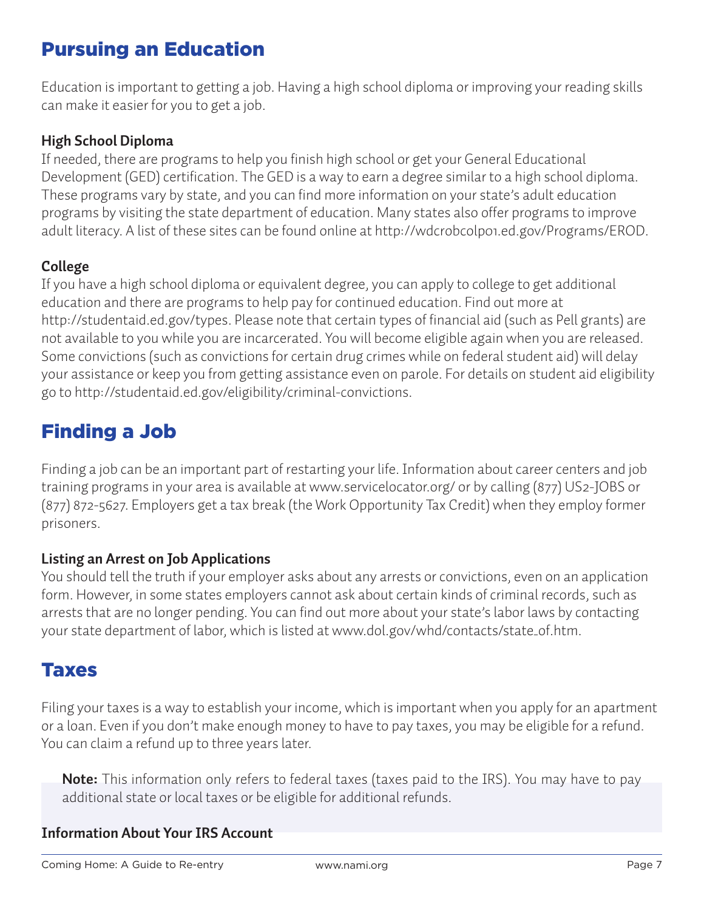## Pursuing an Education

Education is important to getting a job. Having a high school diploma or improving your reading skills can make it easier for you to get a job.

### High School Diploma

If needed, there are programs to help you finish high school or get your General Educational Development (GED) certification. The GED is a way to earn a degree similar to a high school diploma. These programs vary by state, and you can find more information on your state's adult education programs by visiting the state department of education. Many states also offer programs to improve adult literacy. A list of these sites can be found online at http://wdcrobcolp01.ed.gov/Programs/EROD.

### College

If you have a high school diploma or equivalent degree, you can apply to college to get additional education and there are programs to help pay for continued education. Find out more at http://studentaid.ed.gov/types. Please note that certain types of financial aid (such as Pell grants) are not available to you while you are incarcerated. You will become eligible again when you are released. Some convictions (such as convictions for certain drug crimes while on federal student aid) will delay your assistance or keep you from getting assistance even on parole. For details on student aid eligibility go to http://studentaid.ed.gov/eligibility/criminal-convictions.

## Finding a Job

Finding a job can be an important part of restarting your life. Information about career centers and job training programs in your area is available at www.servicelocator.org/ or by calling (877) US2-JOBS or (877) 872-5627. Employers get a tax break (the Work Opportunity Tax Credit) when they employ former prisoners.

### Listing an Arrest on Job Applications

You should tell the truth if your employer asks about any arrests or convictions, even on an application form. However, in some states employers cannot ask about certain kinds of criminal records, such as arrests that are no longer pending. You can find out more about your state's labor laws by contacting your state department of labor, which is listed at www.dol.gov/whd/contacts/state_of.htm.

## Taxes

Filing your taxes is a way to establish your income, which is important when you apply for an apartment or a loan. Even if you don't make enough money to have to pay taxes, you may be eligible for a refund. You can claim a refund up to three years later.

> **Note:** This information only refers to federal taxes (taxes paid to the IRS). You may have to pay additional state or local taxes or be eligible for additional refunds.

### Information About Your IRS Account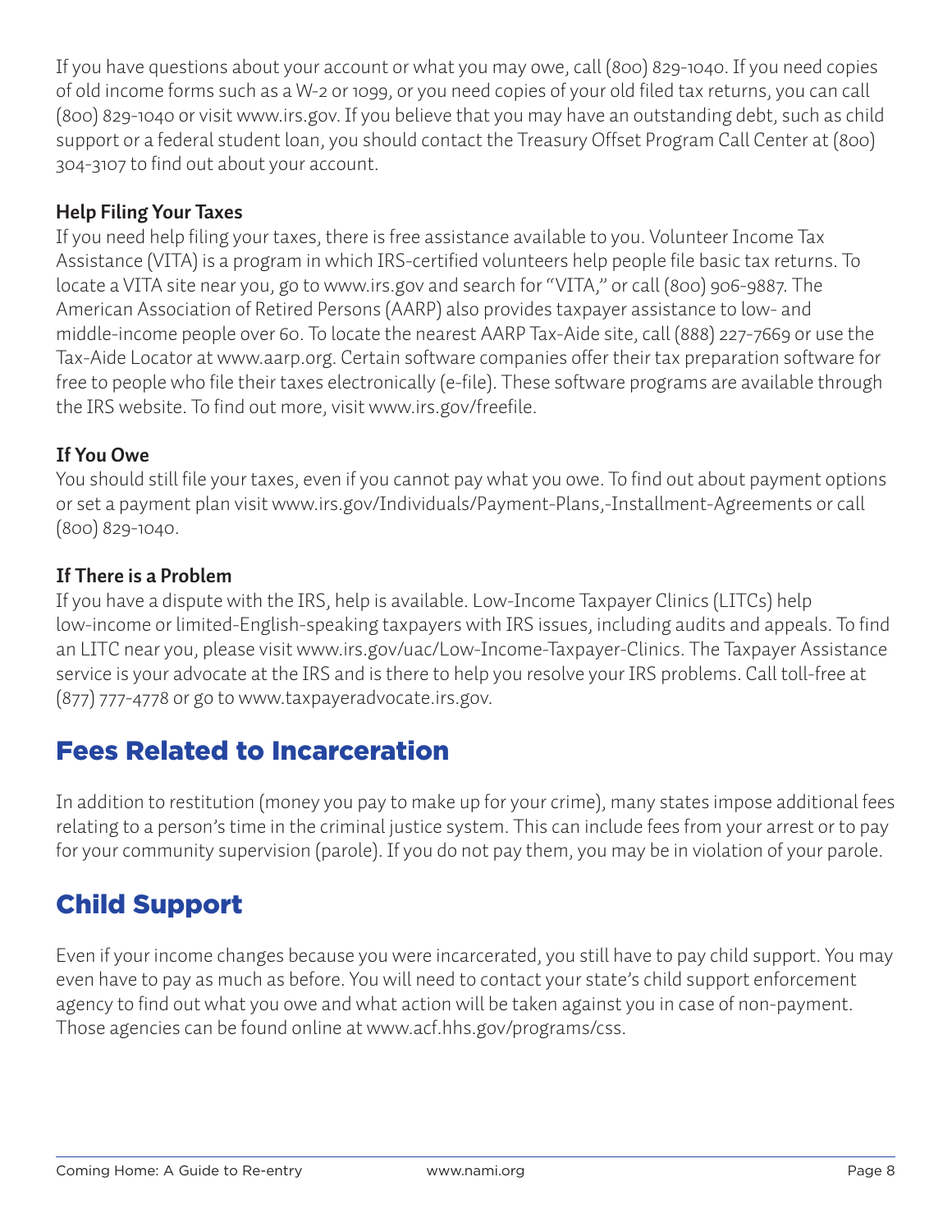If you have questions about your account or what you may owe, call (800) 829-1040. If you need copies of old income forms such as a W-2 or 1099, or you need copies of your old filed tax returns, you can call (800) 829-1040 or visit www.irs.gov. If you believe that you may have an outstanding debt, such as child support or a federal student loan, you should contact the Treasury Offset Program Call Center at (800) 304-3107 to find out about your account.

### Help Filing Your Taxes

If you need help filing your taxes, there is free assistance available to you. Volunteer Income Tax Assistance (VITA) is a program in which IRS-certified volunteers help people file basic tax returns. To locate a VITA site near you, go to www.irs.gov and search for "VITA," or call (800) 906-9887. The American Association of Retired Persons (AARP) also provides taxpayer assistance to low- and middle-income people over 60. To locate the nearest AARP Tax-Aide site, call (888) 227-7669 or use the Tax-Aide Locator at www.aarp.org. Certain software companies offer their tax preparation software for free to people who file their taxes electronically (e-file). These software programs are available through the IRS website. To find out more, visit www.irs.gov/freefile.

### If You Owe

You should still file your taxes, even if you cannot pay what you owe. To find out about payment options or set a payment plan visit www.irs.gov/Individuals/Payment-Plans,-Installment-Agreements or call (800) 829-1040.

### If There is a Problem

If you have a dispute with the IRS, help is available. Low-Income Taxpayer Clinics (LITCs) help low-income or limited-English-speaking taxpayers with IRS issues, including audits and appeals. To find an LITC near you, please visit www.irs.gov/uac/Low-Income-Taxpayer-Clinics. The Taxpayer Assistance service is your advocate at the IRS and is there to help you resolve your IRS problems. Call toll-free at (877) 777-4778 or go to www.taxpayeradvocate.irs.gov.

## Fees Related to Incarceration

In addition to restitution (money you pay to make up for your crime), many states impose additional fees relating to a person's time in the criminal justice system. This can include fees from your arrest or to pay for your community supervision (parole). If you do not pay them, you may be in violation of your parole.

## Child Support

Even if your income changes because you were incarcerated, you still have to pay child support. You may even have to pay as much as before. You will need to contact your state's child support enforcement agency to find out what you owe and what action will be taken against you in case of non-payment. Those agencies can be found online at www.acf.hhs.gov/programs/css.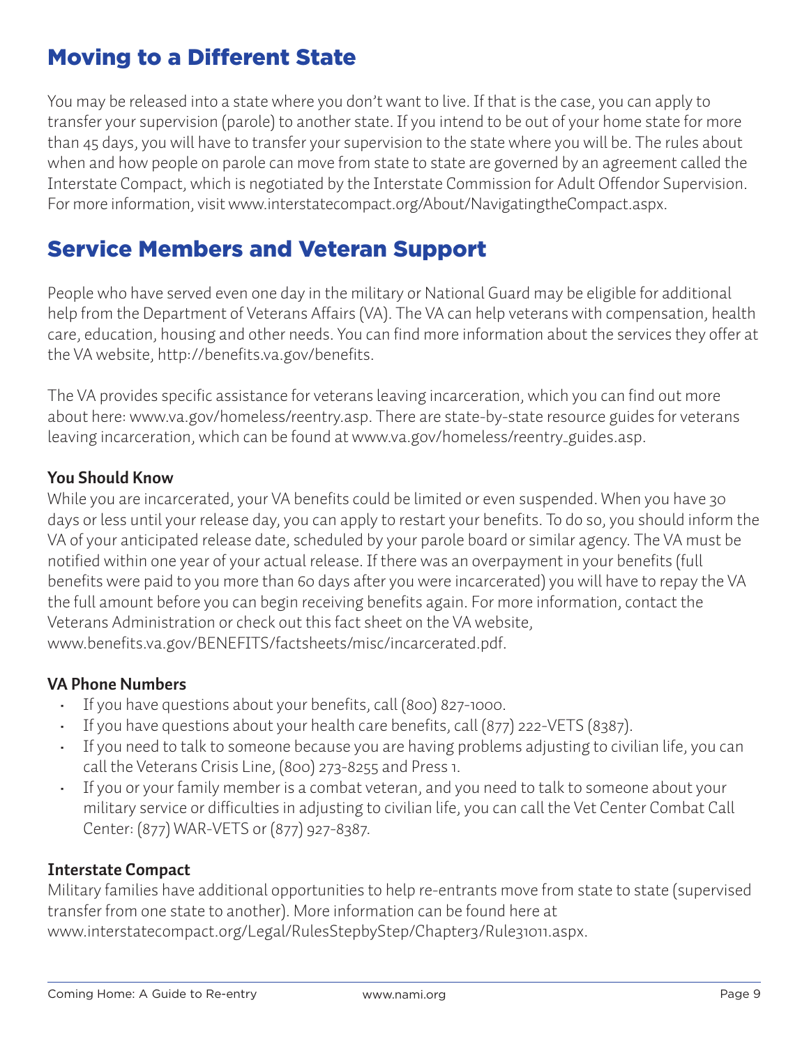## Moving to a Different State

You may be released into a state where you don't want to live. If that is the case, you can apply to transfer your supervision (parole) to another state. If you intend to be out of your home state for more than 45 days, you will have to transfer your supervision to the state where you will be. The rules about when and how people on parole can move from state to state are governed by an agreement called the Interstate Compact, which is negotiated by the Interstate Commission for Adult Offendor Supervision. For more information, visit www.interstatecompact.org/About/NavigatingtheCompact.aspx.

## Service Members and Veteran Support

People who have served even one day in the military or National Guard may be eligible for additional help from the Department of Veterans Affairs (VA). The VA can help veterans with compensation, health care, education, housing and other needs. You can find more information about the services they offer at the VA website, http://benefits.va.gov/benefits.

The VA provides specific assistance for veterans leaving incarceration, which you can find out more about here: www.va.gov/homeless/reentry.asp. There are state-by-state resource guides for veterans leaving incarceration, which can be found at www.va.gov/homeless/reentry_guides.asp.

### You Should Know

While you are incarcerated, your VA benefits could be limited or even suspended. When you have 30 days or less until your release day, you can apply to restart your benefits. To do so, you should inform the VA of your anticipated release date, scheduled by your parole board or similar agency. The VA must be notified within one year of your actual release. If there was an overpayment in your benefits (full benefits were paid to you more than 60 days after you were incarcerated) you will have to repay the VA the full amount before you can begin receiving benefits again. For more information, contact the Veterans Administration or check out this fact sheet on the VA website, www.benefits.va.gov/BENEFITS/factsheets/misc/incarcerated.pdf.

### VA Phone Numbers

- If you have questions about your benefits, call (800) 827-1000.
- If you have questions about your health care benefits, call (877) 222-VETS (8387).
- If you need to talk to someone because you are having problems adjusting to civilian life, you can call the Veterans Crisis Line, (800) 273-8255 and Press 1.
- If you or your family member is a combat veteran, and you need to talk to someone about your military service or difficulties in adjusting to civilian life, you can call the Vet Center Combat Call Center: (877) WAR-VETS or (877) 927-8387.

### Interstate Compact

Military families have additional opportunities to help re-entrants move from state to state (supervised transfer from one state to another). More information can be found here at www.interstatecompact.org/Legal/RulesStepbyStep/Chapter3/Rule31011.aspx.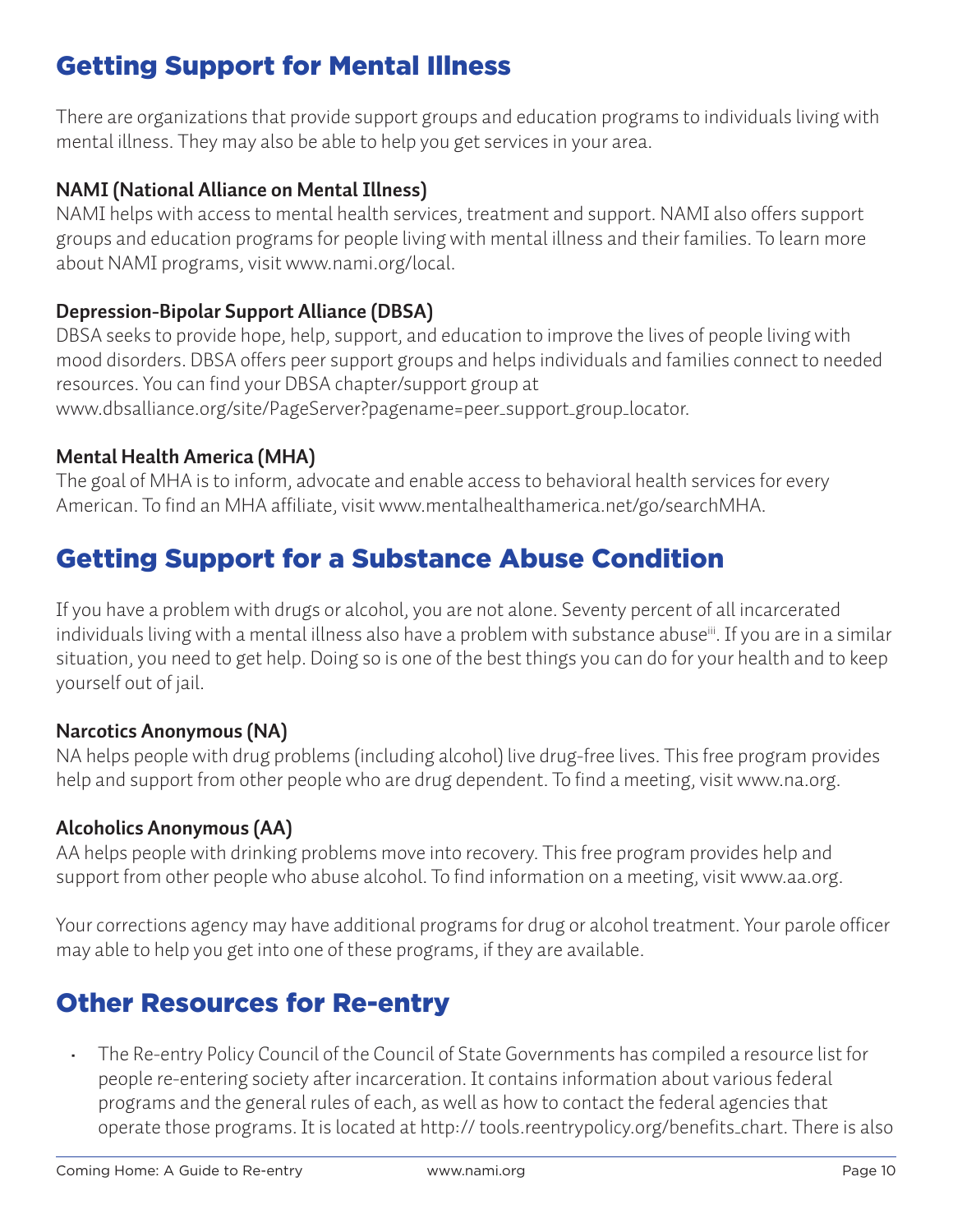## Getting Support for Mental Illness

There are organizations that provide support groups and education programs to individuals living with mental illness. They may also be able to help you get services in your area.

**NAMI (National Alliance on Mental Illness)**
NAMI helps with access to mental health services, treatment and support. NAMI also offers support groups and education programs for people living with mental illness and their families. To learn more about NAMI programs, visit www.nami.org/local.

**Depression-Bipolar Support Alliance (DBSA)**
DBSA seeks to provide hope, help, support, and education to improve the lives of people living with mood disorders. DBSA offers peer support groups and helps individuals and families connect to needed resources. You can find your DBSA chapter/support group at www.dbsalliance.org/site/PageServer?pagename=peer_support_group_locator.

**Mental Health America (MHA)**
The goal of MHA is to inform, advocate and enable access to behavioral health services for every American. To find an MHA affiliate, visit www.mentalhealthamerica.net/go/searchMHA.

## Getting Support for a Substance Abuse Condition

If you have a problem with drugs or alcohol, you are not alone. Seventy percent of all incarcerated individuals living with a mental illness also have a problem with substance abuse[iii]. If you are in a similar situation, you need to get help. Doing so is one of the best things you can do for your health and to keep yourself out of jail.

**Narcotics Anonymous (NA)**
NA helps people with drug problems (including alcohol) live drug-free lives. This free program provides help and support from other people who are drug dependent. To find a meeting, visit www.na.org.

**Alcoholics Anonymous (AA)**
AA helps people with drinking problems move into recovery. This free program provides help and support from other people who abuse alcohol. To find information on a meeting, visit www.aa.org.

Your corrections agency may have additional programs for drug or alcohol treatment. Your parole officer may able to help you get into one of these programs, if they are available.

## Other Resources for Re-entry

- The Re-entry Policy Council of the Council of State Governments has compiled a resource list for people re-entering society after incarceration. It contains information about various federal programs and the general rules of each, as well as how to contact the federal agencies that operate those programs. It is located at http:// tools.reentrypolicy.org/benefits_chart. There is also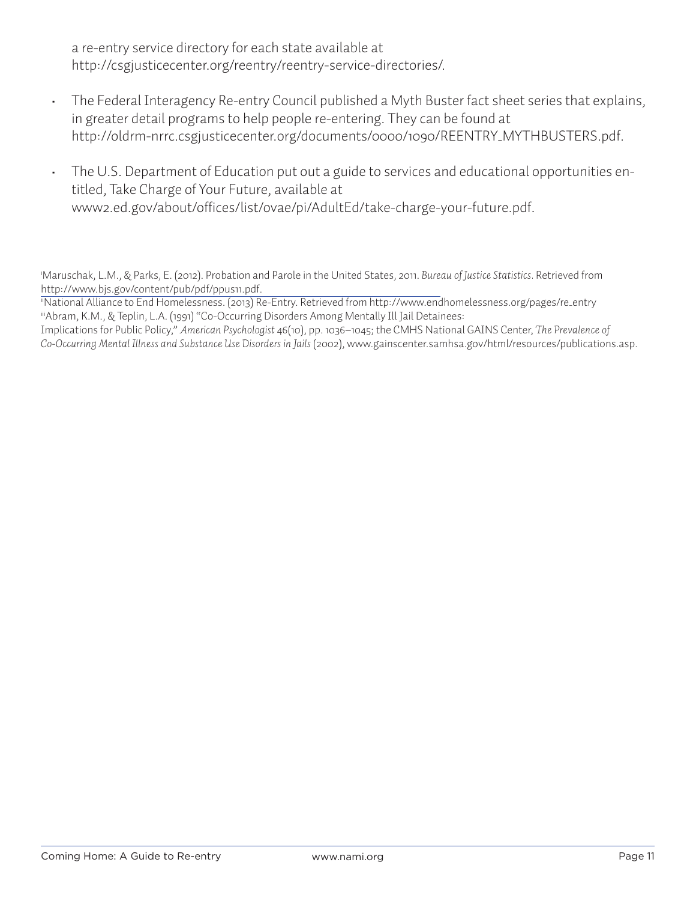a re-entry service directory for each state available at http://csgjusticecenter.org/reentry/reentry-service-directories/.

- The Federal Interagency Re-entry Council published a Myth Buster fact sheet series that explains, in greater detail programs to help people re-entering. They can be found at http://oldrm-nrrc.csgjusticecenter.org/documents/0000/1090/REENTRY_MYTHBUSTERS.pdf.
- The U.S. Department of Education put out a guide to services and educational opportunities entitled, Take Charge of Your Future, available at www2.ed.gov/about/offices/list/ovae/pi/AdultEd/take-charge-your-future.pdf.

[i] Maruschak, L.M., & Parks, E. (2012). Probation and Parole in the United States, 2011. *Bureau of Justice Statistics*. Retrieved from http://www.bjs.gov/content/pub/pdf/ppus11.pdf.

[ii] National Alliance to End Homelessness. (2013) Re-Entry. Retrieved from http://www.endhomelessness.org/pages/re_entry

[iii] Abram, K.M., & Teplin, L.A. (1991) "Co-Occurring Disorders Among Mentally Ill Jail Detainees: Implications for Public Policy," *American Psychologist* 46(10), pp. 1036–1045; the CMHS National GAINS Center, *The Prevalence of Co-Occurring Mental Illness and Substance Use Disorders in Jails* (2002), www.gainscenter.samhsa.gov/html/resources/publications.asp.